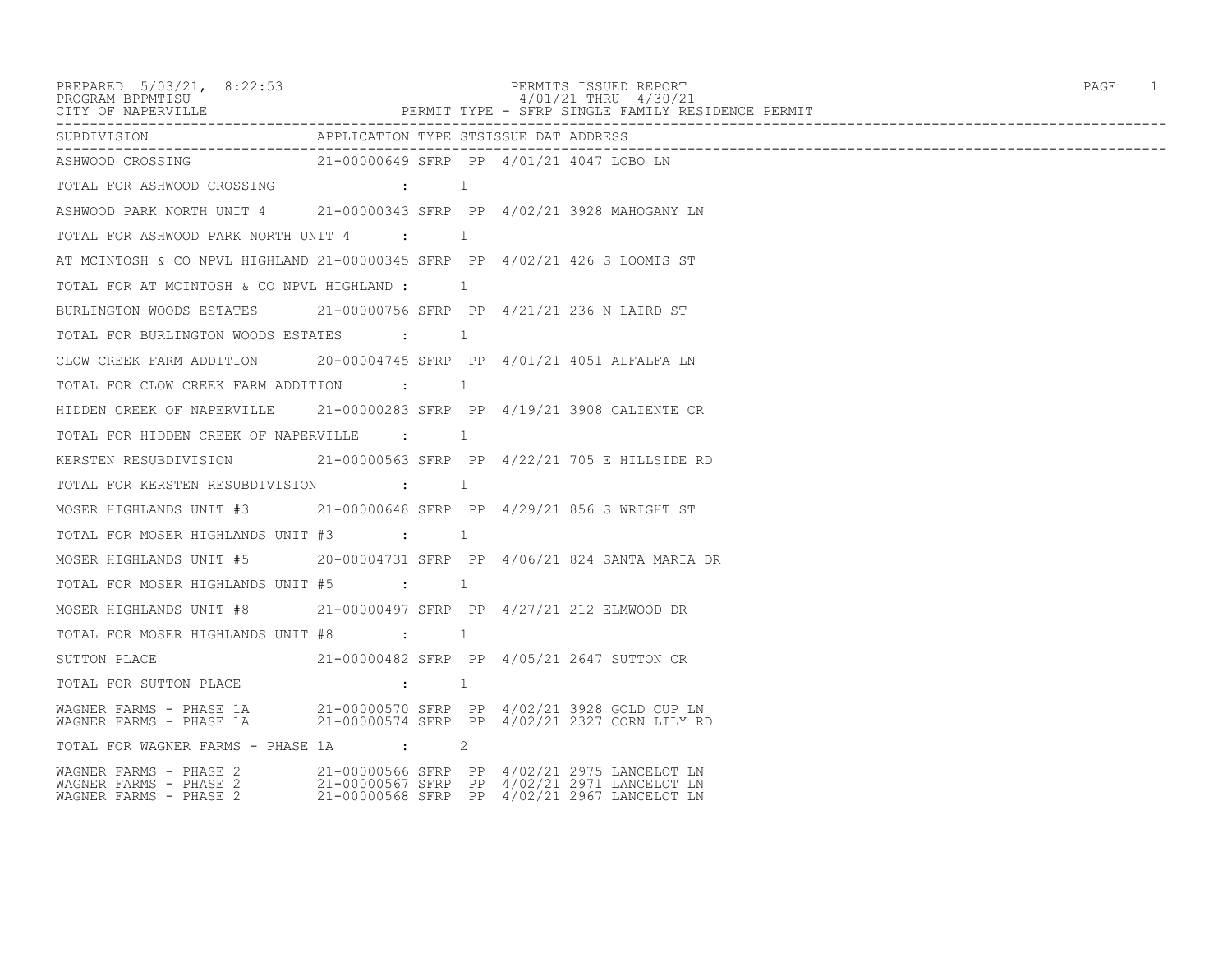PREPARED 5/03/21, 8:22:53
PROGRAM BPPMTISU
CITY OF NAPERVILLE

PERMITS ISSUED REPORT
4/01/21 THRU 4/30/21
PERMIT TYPE - SFRP SINGLE FAMILY RESIDENCE PERMIT

| SUBDIVISION | APPLICATION | TYPE | STS | ISSUE DAT | ADDRESS |
|---|---|---|---|---|---|
| ASHWOOD CROSSING | 21-00000649 | SFRP | PP | 4/01/21 | 4047 LOBO LN |
| TOTAL FOR ASHWOOD CROSSING : | 1 | | | | |
| ASHWOOD PARK NORTH UNIT 4 | 21-00000343 | SFRP | PP | 4/02/21 | 3928 MAHOGANY LN |
| TOTAL FOR ASHWOOD PARK NORTH UNIT 4 : | 1 | | | | |
| AT MCINTOSH & CO NPVL HIGHLAND | 21-00000345 | SFRP | PP | 4/02/21 | 426 S LOOMIS ST |
| TOTAL FOR AT MCINTOSH & CO NPVL HIGHLAND : | 1 | | | | |
| BURLINGTON WOODS ESTATES | 21-00000756 | SFRP | PP | 4/21/21 | 236 N LAIRD ST |
| TOTAL FOR BURLINGTON WOODS ESTATES : | 1 | | | | |
| CLOW CREEK FARM ADDITION | 20-00004745 | SFRP | PP | 4/01/21 | 4051 ALFALFA LN |
| TOTAL FOR CLOW CREEK FARM ADDITION : | 1 | | | | |
| HIDDEN CREEK OF NAPERVILLE | 21-00000283 | SFRP | PP | 4/19/21 | 3908 CALIENTE CR |
| TOTAL FOR HIDDEN CREEK OF NAPERVILLE : | 1 | | | | |
| KERSTEN RESUBDIVISION | 21-00000563 | SFRP | PP | 4/22/21 | 705 E HILLSIDE RD |
| TOTAL FOR KERSTEN RESUBDIVISION : | 1 | | | | |
| MOSER HIGHLANDS UNIT #3 | 21-00000648 | SFRP | PP | 4/29/21 | 856 S WRIGHT ST |
| TOTAL FOR MOSER HIGHLANDS UNIT #3 : | 1 | | | | |
| MOSER HIGHLANDS UNIT #5 | 20-00004731 | SFRP | PP | 4/06/21 | 824 SANTA MARIA DR |
| TOTAL FOR MOSER HIGHLANDS UNIT #5 : | 1 | | | | |
| MOSER HIGHLANDS UNIT #8 | 21-00000497 | SFRP | PP | 4/27/21 | 212 ELMWOOD DR |
| TOTAL FOR MOSER HIGHLANDS UNIT #8 : | 1 | | | | |
| SUTTON PLACE | 21-00000482 | SFRP | PP | 4/05/21 | 2647 SUTTON CR |
| TOTAL FOR SUTTON PLACE : | 1 | | | | |
| WAGNER FARMS - PHASE 1A | 21-00000570 | SFRP | PP | 4/02/21 | 3928 GOLD CUP LN |
| WAGNER FARMS - PHASE 1A | 21-00000574 | SFRP | PP | 4/02/21 | 2327 CORN LILY RD |
| TOTAL FOR WAGNER FARMS - PHASE 1A : | 2 | | | | |
| WAGNER FARMS - PHASE 2 | 21-00000566 | SFRP | PP | 4/02/21 | 2975 LANCELOT LN |
| WAGNER FARMS - PHASE 2 | 21-00000567 | SFRP | PP | 4/02/21 | 2971 LANCELOT LN |
| WAGNER FARMS - PHASE 2 | 21-00000568 | SFRP | PP | 4/02/21 | 2967 LANCELOT LN |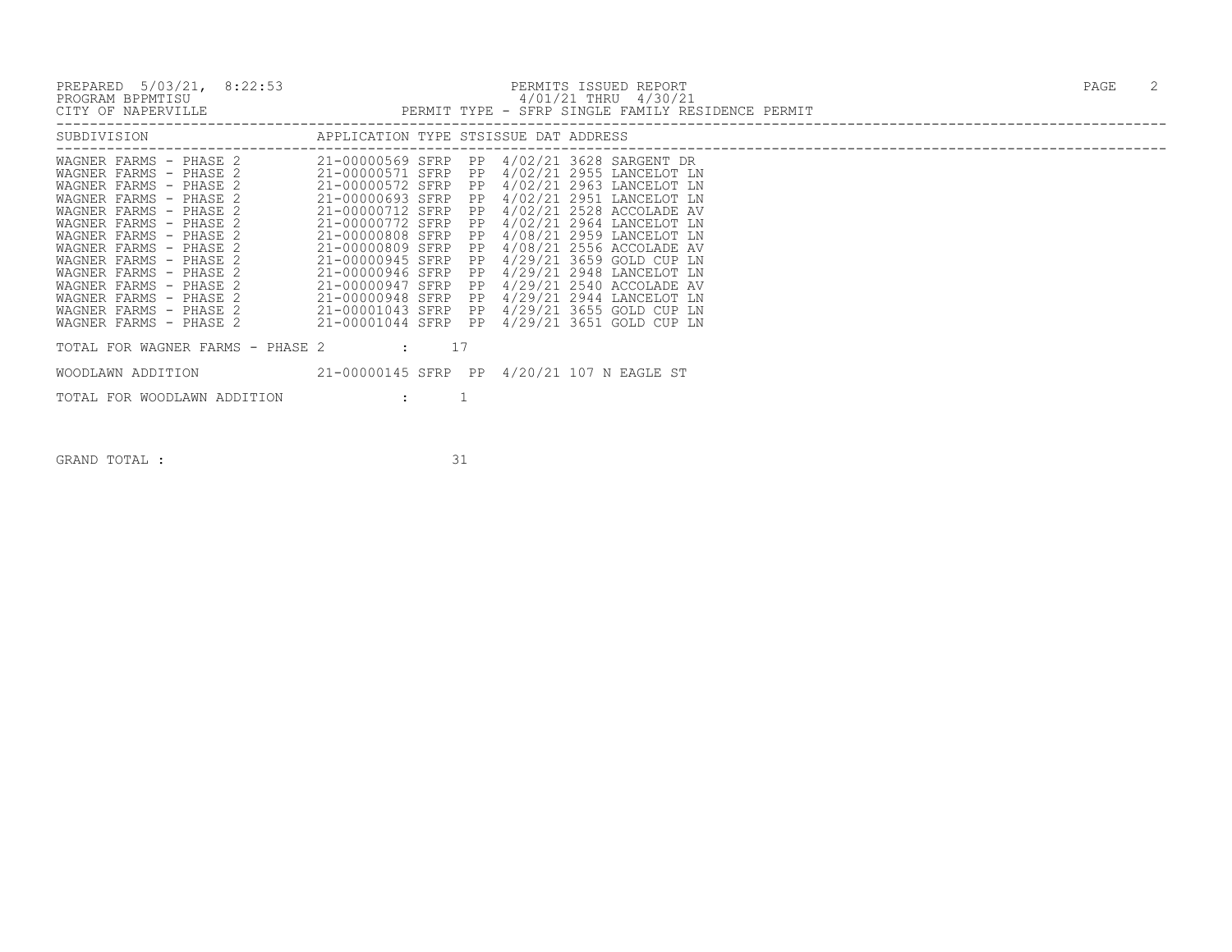PREPARED 5/03/21, 8:22:53
PROGRAM BPPMTISU
CITY OF NAPERVILLE

PERMITS ISSUED REPORT
4/01/21 THRU 4/30/21
PERMIT TYPE - SFRP SINGLE FAMILY RESIDENCE PERMIT

| SUBDIVISION | APPLICATION | TYPE | STS | ISSUE DAT | ADDRESS |
|---|---|---|---|---|---|
| WAGNER FARMS - PHASE 2 | 21-00000569 | SFRP | PP | 4/02/21 | 3628 SARGENT DR |
| WAGNER FARMS - PHASE 2 | 21-00000571 | SFRP | PP | 4/02/21 | 2955 LANCELOT LN |
| WAGNER FARMS - PHASE 2 | 21-00000572 | SFRP | PP | 4/02/21 | 2963 LANCELOT LN |
| WAGNER FARMS - PHASE 2 | 21-00000693 | SFRP | PP | 4/02/21 | 2951 LANCELOT LN |
| WAGNER FARMS - PHASE 2 | 21-00000712 | SFRP | PP | 4/02/21 | 2528 ACCOLADE AV |
| WAGNER FARMS - PHASE 2 | 21-00000772 | SFRP | PP | 4/02/21 | 2964 LANCELOT LN |
| WAGNER FARMS - PHASE 2 | 21-00000808 | SFRP | PP | 4/08/21 | 2959 LANCELOT LN |
| WAGNER FARMS - PHASE 2 | 21-00000809 | SFRP | PP | 4/08/21 | 2556 ACCOLADE AV |
| WAGNER FARMS - PHASE 2 | 21-00000945 | SFRP | PP | 4/29/21 | 3659 GOLD CUP LN |
| WAGNER FARMS - PHASE 2 | 21-00000946 | SFRP | PP | 4/29/21 | 2948 LANCELOT LN |
| WAGNER FARMS - PHASE 2 | 21-00000947 | SFRP | PP | 4/29/21 | 2540 ACCOLADE AV |
| WAGNER FARMS - PHASE 2 | 21-00000948 | SFRP | PP | 4/29/21 | 2944 LANCELOT LN |
| WAGNER FARMS - PHASE 2 | 21-00001043 | SFRP | PP | 4/29/21 | 3655 GOLD CUP LN |
| WAGNER FARMS - PHASE 2 | 21-00001044 | SFRP | PP | 4/29/21 | 3651 GOLD CUP LN |
| TOTAL FOR WAGNER FARMS - PHASE 2 | : 17 | | | | |
| WOODLAWN ADDITION | 21-00000145 | SFRP | PP | 4/20/21 | 107 N EAGLE ST |
| TOTAL FOR WOODLAWN ADDITION | : 1 | | | | |

GRAND TOTAL : 31